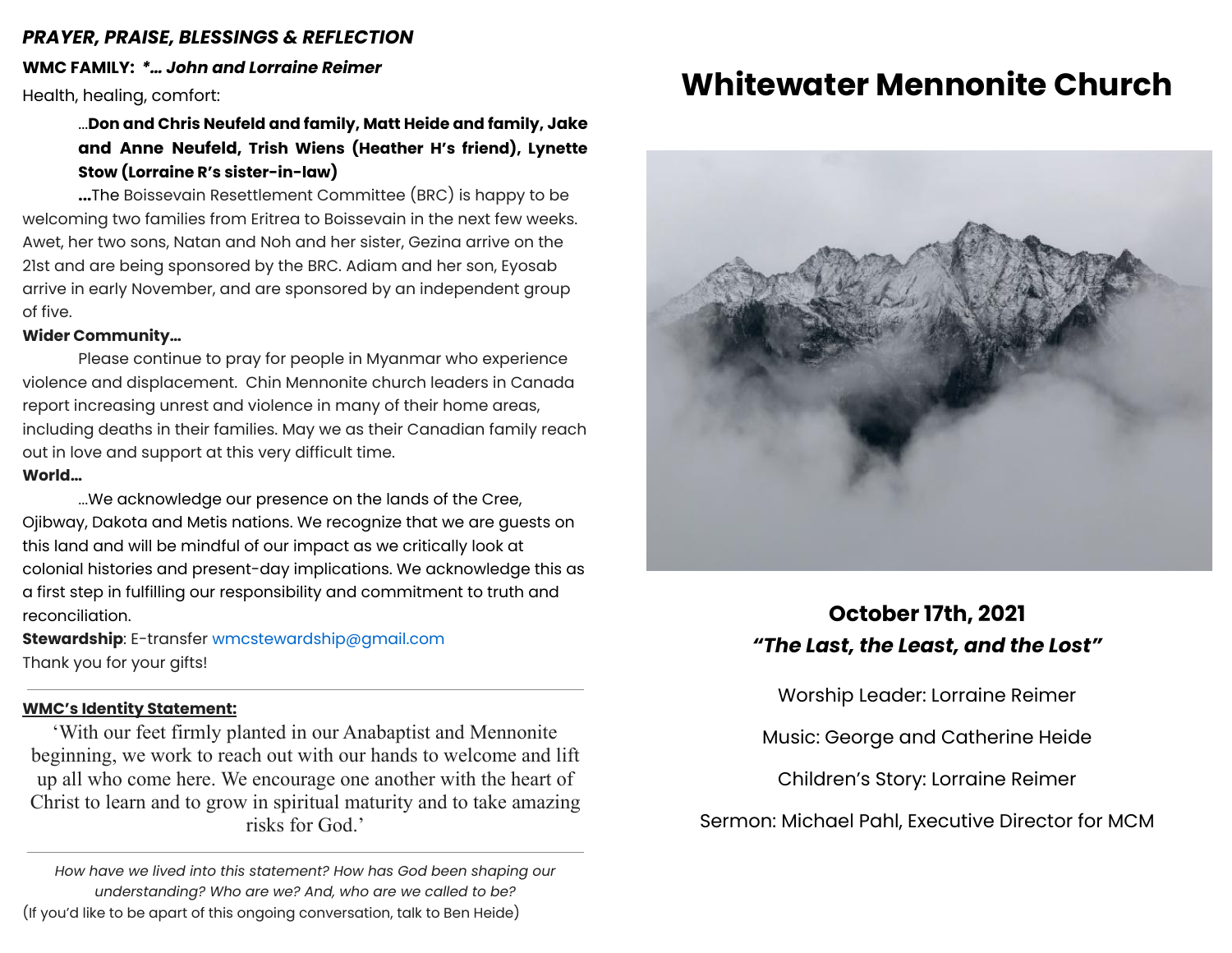***PRAYER, PRAISE, BLESSINGS & REFLECTION***

**WMC FAMILY:** ***\*… John and Lorraine Reimer***

Health, healing, comfort:

…**Don and Chris Neufeld and family, Matt Heide and family, Jake and Anne Neufeld, Trish Wiens (Heather H's friend), Lynette Stow (Lorraine R's sister-in-law)**

**…**The Boissevain Resettlement Committee (BRC) is happy to be welcoming two families from Eritrea to Boissevain in the next few weeks. Awet, her two sons, Natan and Noh and her sister, Gezina arrive on the 21st and are being sponsored by the BRC. Adiam and her son, Eyosab arrive in early November, and are sponsored by an independent group of five.

**Wider Community…**

Please continue to pray for people in Myanmar who experience violence and displacement. Chin Mennonite church leaders in Canada report increasing unrest and violence in many of their home areas, including deaths in their families. May we as their Canadian family reach out in love and support at this very difficult time.

**World…**

…We acknowledge our presence on the lands of the Cree, Ojibway, Dakota and Metis nations. We recognize that we are guests on this land and will be mindful of our impact as we critically look at colonial histories and present-day implications. We acknowledge this as a first step in fulfilling our responsibility and commitment to truth and reconciliation.

**Stewardship**: E-transfer wmcstewardship@gmail.com

Thank you for your gifts!

---

**WMC's Identity Statement:**

'With our feet firmly planted in our Anabaptist and Mennonite beginning, we work to reach out with our hands to welcome and lift up all who come here. We encourage one another with the heart of Christ to learn and to grow in spiritual maturity and to take amazing risks for God.'

---

*How have we lived into this statement? How has God been shaping our understanding? Who are we? And, who are we called to be?*

(If you'd like to be apart of this ongoing conversation, talk to Ben Heide)

# Whitewater Mennonite Church

**October 17th, 2021**

***"The Last, the Least, and the Lost"***

Worship Leader: Lorraine Reimer

Music: George and Catherine Heide

Children's Story: Lorraine Reimer

Sermon: Michael Pahl, Executive Director for MCM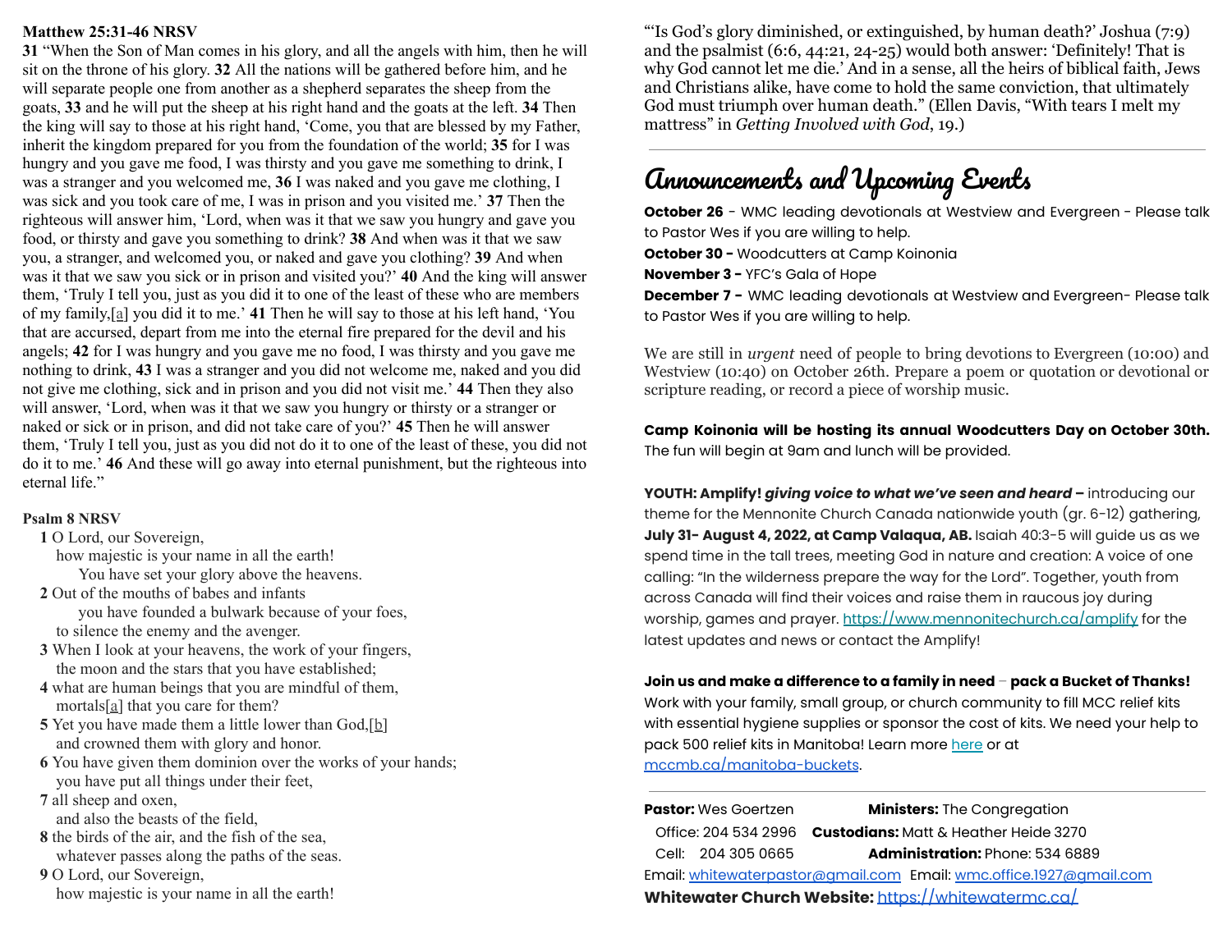**Matthew 25:31-46 NRSV**

**31** "When the Son of Man comes in his glory, and all the angels with him, then he will sit on the throne of his glory. **32** All the nations will be gathered before him, and he will separate people one from another as a shepherd separates the sheep from the goats, **33** and he will put the sheep at his right hand and the goats at the left. **34** Then the king will say to those at his right hand, 'Come, you that are blessed by my Father, inherit the kingdom prepared for you from the foundation of the world; **35** for I was hungry and you gave me food, I was thirsty and you gave me something to drink, I was a stranger and you welcomed me, **36** I was naked and you gave me clothing, I was sick and you took care of me, I was in prison and you visited me.' **37** Then the righteous will answer him, 'Lord, when was it that we saw you hungry and gave you food, or thirsty and gave you something to drink? **38** And when was it that we saw you, a stranger, and welcomed you, or naked and gave you clothing? **39** And when was it that we saw you sick or in prison and visited you?' **40** And the king will answer them, 'Truly I tell you, just as you did it to one of the least of these who are members of my family,[a] you did it to me.' **41** Then he will say to those at his left hand, 'You that are accursed, depart from me into the eternal fire prepared for the devil and his angels; **42** for I was hungry and you gave me no food, I was thirsty and you gave me nothing to drink, **43** I was a stranger and you did not welcome me, naked and you did not give me clothing, sick and in prison and you did not visit me.' **44** Then they also will answer, 'Lord, when was it that we saw you hungry or thirsty or a stranger or naked or sick or in prison, and did not take care of you?' **45** Then he will answer them, 'Truly I tell you, just as you did not do it to one of the least of these, you did not do it to me.' **46** And these will go away into eternal punishment, but the righteous into eternal life."

**Psalm 8 NRSV**

**1** O Lord, our Sovereign,
how majestic is your name in all the earth!
You have set your glory above the heavens.
**2** Out of the mouths of babes and infants
you have founded a bulwark because of your foes,
to silence the enemy and the avenger.
**3** When I look at your heavens, the work of your fingers,
the moon and the stars that you have established;
**4** what are human beings that you are mindful of them,
mortals[a] that you care for them?
**5** Yet you have made them a little lower than God,[b]
and crowned them with glory and honor.
**6** You have given them dominion over the works of your hands;
you have put all things under their feet,
**7** all sheep and oxen,
and also the beasts of the field,
**8** the birds of the air, and the fish of the sea,
whatever passes along the paths of the seas.
**9** O Lord, our Sovereign,
how majestic is your name in all the earth!

"'Is God's glory diminished, or extinguished, by human death?' Joshua (7:9) and the psalmist (6:6, 44:21, 24-25) would both answer: 'Definitely! That is why God cannot let me die.' And in a sense, all the heirs of biblical faith, Jews and Christians alike, have come to hold the same conviction, that ultimately God must triumph over human death." (Ellen Davis, "With tears I melt my mattress" in *Getting Involved with God*, 19.)

## Announcements and Upcoming Events

**October 26** - WMC leading devotionals at Westview and Evergreen - Please talk to Pastor Wes if you are willing to help.
**October 30 -** Woodcutters at Camp Koinonia
**November 3 -** YFC's Gala of Hope
**December 7 -** WMC leading devotionals at Westview and Evergreen- Please talk to Pastor Wes if you are willing to help.

We are still in *urgent* need of people to bring devotions to Evergreen (10:00) and Westview (10:40) on October 26th. Prepare a poem or quotation or devotional or scripture reading, or record a piece of worship music.

**Camp Koinonia will be hosting its annual Woodcutters Day on October 30th.** The fun will begin at 9am and lunch will be provided.

**YOUTH: Amplify! *giving voice to what we've seen and heard* –** introducing our theme for the Mennonite Church Canada nationwide youth (gr. 6-12) gathering, **July 31- August 4, 2022, at Camp Valaqua, AB.** Isaiah 40:3-5 will guide us as we spend time in the tall trees, meeting God in nature and creation: A voice of one calling: "In the wilderness prepare the way for the Lord". Together, youth from across Canada will find their voices and raise them in raucous joy during worship, games and prayer. https://www.mennonitechurch.ca/amplify for the latest updates and news or contact the Amplify!

**Join us and make a difference to a family in need** – **pack a Bucket of Thanks!** Work with your family, small group, or church community to fill MCC relief kits with essential hygiene supplies or sponsor the cost of kits. We need your help to pack 500 relief kits in Manitoba! Learn more here or at mccmb.ca/manitoba-buckets.

**Pastor:** Wes Goertzen
Office: 204 534 2996
Cell: 204 305 0665
Email: whitewaterpastor@gmail.com

**Ministers:** The Congregation
**Custodians:** Matt & Heather Heide 3270
**Administration:** Phone: 534 6889
Email: wmc.office.1927@gmail.com

**Whitewater Church Website:** https://whitewatermc.ca/